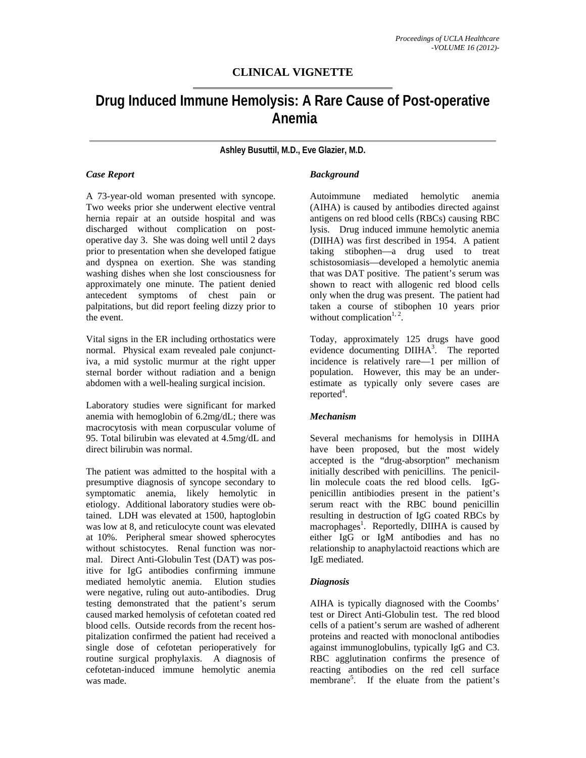## CLINICAL VIGNETTE

# Drug Induced Immune Hemolysis: A Rare Cause of Post-operative Anemia

**Ashley Busuttil, M.D., Eve Glazier, M.D.**

### *Case Report*

A 73-year-old woman presented with syncope. Two weeks prior she underwent elective ventral hernia repair at an outside hospital and was discharged without complication on post-operative day 3. She was doing well until 2 days prior to presentation when she developed fatigue and dyspnea on exertion. She was standing washing dishes when she lost consciousness for approximately one minute. The patient denied antecedent symptoms of chest pain or palpitations, but did report feeling dizzy prior to the event.

Vital signs in the ER including orthostatics were normal. Physical exam revealed pale conjunctiva, a mid systolic murmur at the right upper sternal border without radiation and a benign abdomen with a well-healing surgical incision.

Laboratory studies were significant for marked anemia with hemoglobin of 6.2mg/dL; there was macrocytosis with mean corpuscular volume of 95. Total bilirubin was elevated at 4.5mg/dL and direct bilirubin was normal.

The patient was admitted to the hospital with a presumptive diagnosis of syncope secondary to symptomatic anemia, likely hemolytic in etiology. Additional laboratory studies were obtained. LDH was elevated at 1500, haptoglobin was low at 8, and reticulocyte count was elevated at 10%. Peripheral smear showed spherocytes without schistocytes. Renal function was normal. Direct Anti-Globulin Test (DAT) was positive for IgG antibodies confirming immune mediated hemolytic anemia. Elution studies were negative, ruling out auto-antibodies. Drug testing demonstrated that the patient's serum caused marked hemolysis of cefotetan coated red blood cells. Outside records from the recent hospitalization confirmed the patient had received a single dose of cefotetan perioperatively for routine surgical prophylaxis. A diagnosis of cefotetan-induced immune hemolytic anemia was made.

### *Background*

Autoimmune mediated hemolytic anemia (AIHA) is caused by antibodies directed against antigens on red blood cells (RBCs) causing RBC lysis. Drug induced immune hemolytic anemia (DIIHA) was first described in 1954. A patient taking stibophen—a drug used to treat schistosomiasis—developed a hemolytic anemia that was DAT positive. The patient's serum was shown to react with allogenic red blood cells only when the drug was present. The patient had taken a course of stibophen 10 years prior without complication[1, 2].

Today, approximately 125 drugs have good evidence documenting DIIHA[3]. The reported incidence is relatively rare—1 per million of population. However, this may be an under-estimate as typically only severe cases are reported[4].

### *Mechanism*

Several mechanisms for hemolysis in DIIHA have been proposed, but the most widely accepted is the "drug-absorption" mechanism initially described with penicillins. The penicillin molecule coats the red blood cells. IgG-penicillin antibiodies present in the patient's serum react with the RBC bound penicillin resulting in destruction of IgG coated RBCs by macrophages[1]. Reportedly, DIIHA is caused by either IgG or IgM antibodies and has no relationship to anaphylactoid reactions which are IgE mediated.

### *Diagnosis*

AIHA is typically diagnosed with the Coombs' test or Direct Anti-Globulin test. The red blood cells of a patient's serum are washed of adherent proteins and reacted with monoclonal antibodies against immunoglobulins, typically IgG and C3. RBC agglutination confirms the presence of reacting antibodies on the red cell surface membrane[5]. If the eluate from the patient's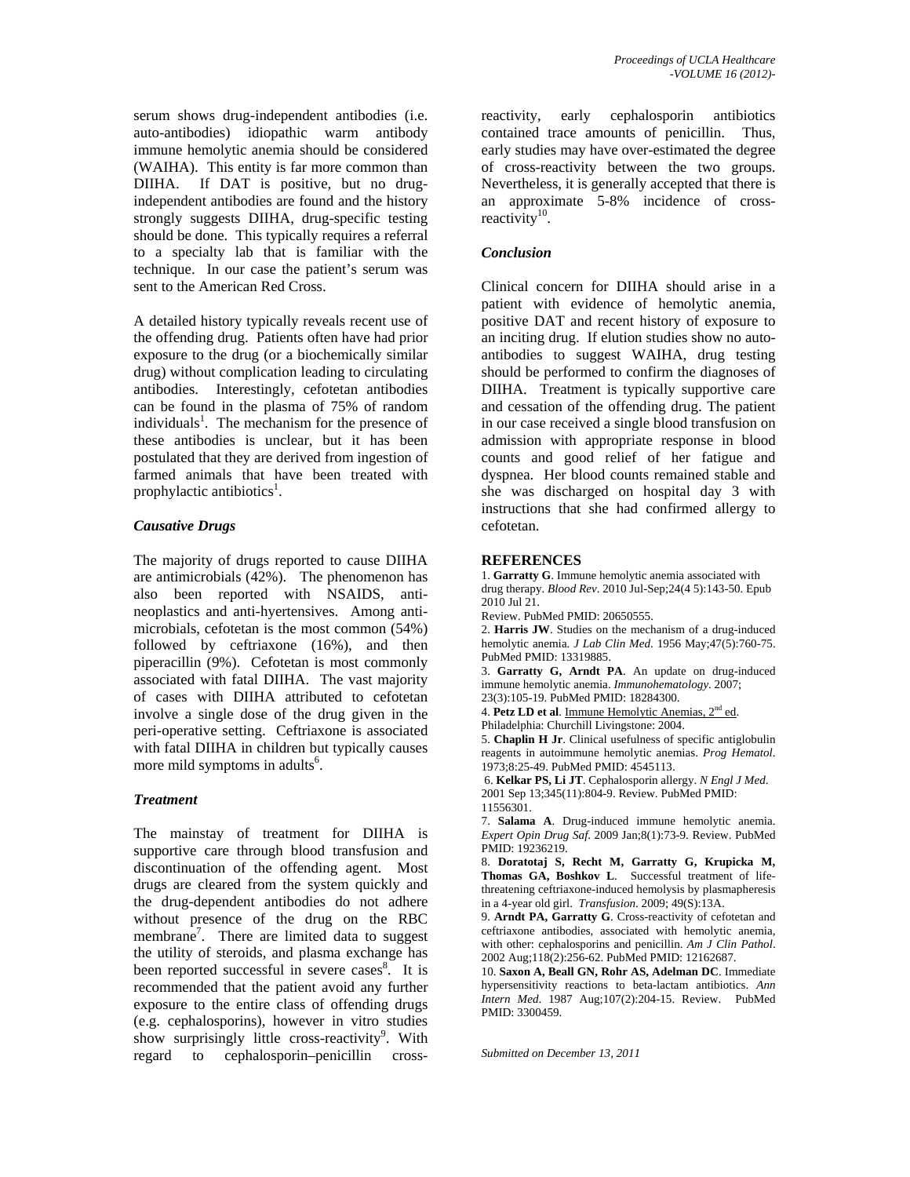serum shows drug-independent antibodies (i.e. auto-antibodies) idiopathic warm antibody immune hemolytic anemia should be considered (WAIHA). This entity is far more common than DIIHA. If DAT is positive, but no drug-independent antibodies are found and the history strongly suggests DIIHA, drug-specific testing should be done. This typically requires a referral to a specialty lab that is familiar with the technique. In our case the patient's serum was sent to the American Red Cross.

A detailed history typically reveals recent use of the offending drug. Patients often have had prior exposure to the drug (or a biochemically similar drug) without complication leading to circulating antibodies. Interestingly, cefotetan antibodies can be found in the plasma of 75% of random individuals[1]. The mechanism for the presence of these antibodies is unclear, but it has been postulated that they are derived from ingestion of farmed animals that have been treated with prophylactic antibiotics[1].

### *Causative Drugs*

The majority of drugs reported to cause DIIHA are antimicrobials (42%). The phenomenon has also been reported with NSAIDS, anti-neoplastics and anti-hyertensives. Among anti-microbials, cefotetan is the most common (54%) followed by ceftriaxone (16%), and then piperacillin (9%). Cefotetan is most commonly associated with fatal DIIHA. The vast majority of cases with DIIHA attributed to cefotetan involve a single dose of the drug given in the peri-operative setting. Ceftriaxone is associated with fatal DIIHA in children but typically causes more mild symptoms in adults[6].

### *Treatment*

The mainstay of treatment for DIIHA is supportive care through blood transfusion and discontinuation of the offending agent. Most drugs are cleared from the system quickly and the drug-dependent antibodies do not adhere without presence of the drug on the RBC membrane[7]. There are limited data to suggest the utility of steroids, and plasma exchange has been reported successful in severe cases[8]. It is recommended that the patient avoid any further exposure to the entire class of offending drugs (e.g. cephalosporins), however in vitro studies show surprisingly little cross-reactivity[9]. With regard to cephalosporin–penicillin cross-reactivity, early cephalosporin antibiotics contained trace amounts of penicillin. Thus, early studies may have over-estimated the degree of cross-reactivity between the two groups. Nevertheless, it is generally accepted that there is an approximate 5-8% incidence of cross-reactivity[10].

### *Conclusion*

Clinical concern for DIIHA should arise in a patient with evidence of hemolytic anemia, positive DAT and recent history of exposure to an inciting drug. If elution studies show no auto-antibodies to suggest WAIHA, drug testing should be performed to confirm the diagnoses of DIIHA. Treatment is typically supportive care and cessation of the offending drug. The patient in our case received a single blood transfusion on admission with appropriate response in blood counts and good relief of her fatigue and dyspnea. Her blood counts remained stable and she was discharged on hospital day 3 with instructions that she had confirmed allergy to cefotetan.

## REFERENCES

1. **Garratty G**. Immune hemolytic anemia associated with drug therapy. *Blood Rev*. 2010 Jul-Sep;24(4 5):143-50. Epub 2010 Jul 21. Review. PubMed PMID: 20650555.
2. **Harris JW**. Studies on the mechanism of a drug-induced hemolytic anemia. *J Lab Clin Med.* 1956 May;47(5):760-75. PubMed PMID: 13319885.
3. **Garratty G, Arndt PA**. An update on drug-induced immune hemolytic anemia. *Immunohematology*. 2007; 23(3):105-19. PubMed PMID: 18284300.
4. **Petz LD et al**. Immune Hemolytic Anemias, 2nd ed. Philadelphia: Churchill Livingstone: 2004.
5. **Chaplin H Jr**. Clinical usefulness of specific antiglobulin reagents in autoimmune hemolytic anemias. *Prog Hematol*. 1973;8:25-49. PubMed PMID: 4545113.
6. **Kelkar PS, Li JT**. Cephalosporin allergy. *N Engl J Med*. 2001 Sep 13;345(11):804-9. Review. PubMed PMID: 11556301.
7. **Salama A**. Drug-induced immune hemolytic anemia. *Expert Opin Drug Saf.* 2009 Jan;8(1):73-9. Review. PubMed PMID: 19236219.
8. **Doratotaj S, Recht M, Garratty G, Krupicka M, Thomas GA, Boshkov L**. Successful treatment of life-threatening ceftriaxone-induced hemolysis by plasmapheresis in a 4-year old girl. *Transfusion*. 2009; 49(S):13A.
9. **Arndt PA, Garratty G**. Cross-reactivity of cefotetan and ceftriaxone antibodies, associated with hemolytic anemia, with other: cephalosporins and penicillin. *Am J Clin Pathol*. 2002 Aug;118(2):256-62. PubMed PMID: 12162687.
10. **Saxon A, Beall GN, Rohr AS, Adelman DC**. Immediate hypersensitivity reactions to beta-lactam antibiotics. *Ann Intern Med*. 1987 Aug;107(2):204-15. Review. PubMed PMID: 3300459.

*Submitted on December 13, 2011*